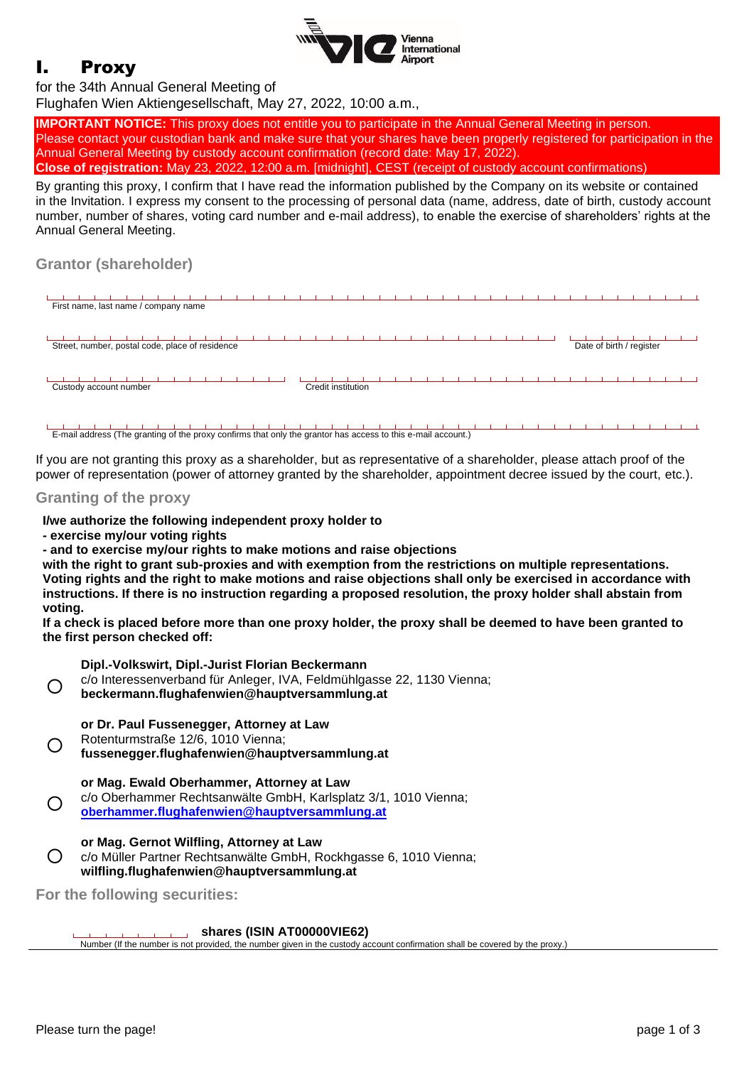# I. Proxy

for the 34th Annual General Meeting of
Flughafen Wien Aktiengesellschaft, May 27, 2022, 10:00 a.m.,

**IMPORTANT NOTICE:** This proxy does not entitle you to participate in the Annual General Meeting in person. Please contact your custodian bank and make sure that your shares have been properly registered for participation in the Annual General Meeting by custody account confirmation (record date: May 17, 2022).
**Close of registration:** May 23, 2022, 12:00 a.m. [midnight], CEST (receipt of custody account confirmations)

By granting this proxy, I confirm that I have read the information published by the Company on its website or contained in the Invitation. I express my consent to the processing of personal data (name, address, date of birth, custody account number, number of shares, voting card number and e-mail address), to enable the exercise of shareholders' rights at the Annual General Meeting.

## Grantor (shareholder)

First name, last name / company name

Street, number, postal code, place of residence | Date of birth / register

Custody account number | Credit institution

E-mail address (The granting of the proxy confirms that only the grantor has access to this e-mail account.)

If you are not granting this proxy as a shareholder, but as representative of a shareholder, please attach proof of the power of representation (power of attorney granted by the shareholder, appointment decree issued by the court, etc.).

## Granting of the proxy

**I/we authorize the following independent proxy holder to**
**- exercise my/our voting rights**
**- and to exercise my/our rights to make motions and raise objections**
**with the right to grant sub-proxies and with exemption from the restrictions on multiple representations. Voting rights and the right to make motions and raise objections shall only be exercised in accordance with instructions. If there is no instruction regarding a proposed resolution, the proxy holder shall abstain from voting.**
**If a check is placed before more than one proxy holder, the proxy shall be deemed to have been granted to the first person checked off:**

○ **Dipl.-Volkswirt, Dipl.-Jurist Florian Beckermann**
c/o Interessenverband für Anleger, IVA, Feldmühlgasse 22, 1130 Vienna;
**beckermann.flughafenwien@hauptversammlung.at**

○ **or Dr. Paul Fussenegger, Attorney at Law**
Rotenturmstraße 12/6, 1010 Vienna;
**fussenegger.flughafenwien@hauptversammlung.at**

○ **or Mag. Ewald Oberhammer, Attorney at Law**
c/o Oberhammer Rechtsanwälte GmbH, Karlsplatz 3/1, 1010 Vienna;
**oberhammer.flughafenwien@hauptversammlung.at**

○ **or Mag. Gernot Wilfling, Attorney at Law**
c/o Müller Partner Rechtsanwälte GmbH, Rockhgasse 6, 1010 Vienna;
**wilfling.flughafenwien@hauptversammlung.at**

## For the following securities:

______ **shares (ISIN AT00000VIE62)**
Number (If the number is not provided, the number given in the custody account confirmation shall be covered by the proxy.)

Please turn the page!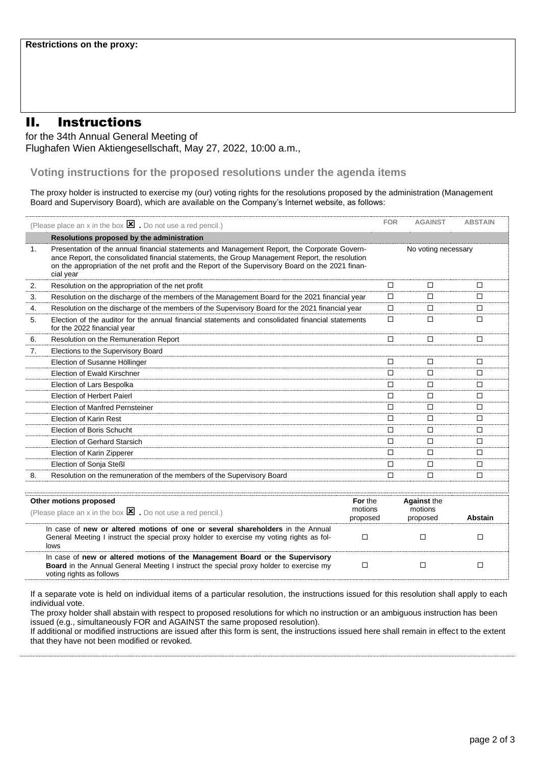**Restrictions on the proxy:**

# II. Instructions

for the 34th Annual General Meeting of
Flughafen Wien Aktiengesellschaft, May 27, 2022, 10:00 a.m.,

### Voting instructions for the proposed resolutions under the agenda items

The proxy holder is instructed to exercise my (our) voting rights for the resolutions proposed by the administration (Management Board and Supervisory Board), which are available on the Company's Internet website, as follows:

| | (Please place an x in the box ☒ . Do not use a red pencil.) | FOR | AGAINST | ABSTAIN |
|---|---|---|---|---|
| | **Resolutions proposed by the administration** | | | |
| 1. | Presentation of the annual financial statements and Management Report, the Corporate Governance Report, the consolidated financial statements, the Group Management Report, the resolution on the appropriation of the net profit and the Report of the Supervisory Board on the 2021 financial year | | No voting necessary | |
| 2. | Resolution on the appropriation of the net profit | ☐ | ☐ | ☐ |
| 3. | Resolution on the discharge of the members of the Management Board for the 2021 financial year | ☐ | ☐ | ☐ |
| 4. | Resolution on the discharge of the members of the Supervisory Board for the 2021 financial year | ☐ | ☐ | ☐ |
| 5. | Election of the auditor for the annual financial statements and consolidated financial statements for the 2022 financial year | ☐ | ☐ | ☐ |
| 6. | Resolution on the Remuneration Report | ☐ | ☐ | ☐ |
| 7. | Elections to the Supervisory Board | | | |
| | Election of Susanne Höllinger | ☐ | ☐ | ☐ |
| | Election of Ewald Kirschner | ☐ | ☐ | ☐ |
| | Election of Lars Bespolka | ☐ | ☐ | ☐ |
| | Election of Herbert Paierl | ☐ | ☐ | ☐ |
| | Election of Manfred Pernsteiner | ☐ | ☐ | ☐ |
| | Election of Karin Rest | ☐ | ☐ | ☐ |
| | Election of Boris Schucht | ☐ | ☐ | ☐ |
| | Election of Gerhard Starsich | ☐ | ☐ | ☐ |
| | Election of Karin Zipperer | ☐ | ☐ | ☐ |
| | Election of Sonja Steßl | ☐ | ☐ | ☐ |
| 8. | Resolution on the remuneration of the members of the Supervisory Board | ☐ | ☐ | ☐ |

| **Other motions proposed** (Please place an x in the box ☒ . Do not use a red pencil.) | **For** the motions proposed | **Against** the motions proposed | **Abstain** |
|---|---|---|---|
| In case of **new or altered motions of one or several shareholders** in the Annual General Meeting I instruct the special proxy holder to exercise my voting rights as follows | ☐ | ☐ | ☐ |
| In case of **new or altered motions of the Management Board or the Supervisory Board** in the Annual General Meeting I instruct the special proxy holder to exercise my voting rights as follows | ☐ | ☐ | ☐ |

If a separate vote is held on individual items of a particular resolution, the instructions issued for this resolution shall apply to each individual vote.
The proxy holder shall abstain with respect to proposed resolutions for which no instruction or an ambiguous instruction has been issued (e.g., simultaneously FOR and AGAINST the same proposed resolution).
If additional or modified instructions are issued after this form is sent, the instructions issued here shall remain in effect to the extent that they have not been modified or revoked.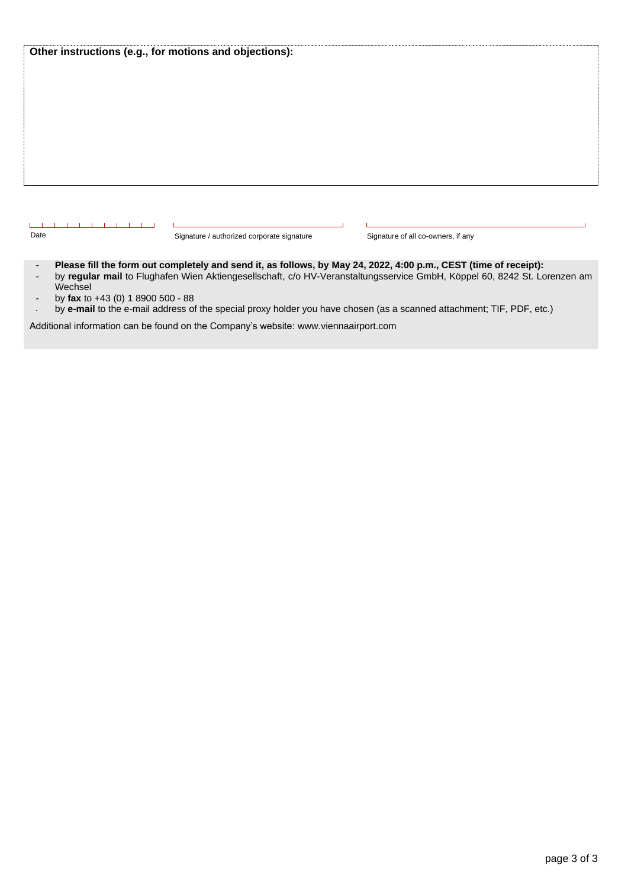**Other instructions (e.g., for motions and objections):**

Date

Signature / authorized corporate signature

Signature of all co-owners, if any

- **Please fill the form out completely and send it, as follows, by May 24, 2022, 4:00 p.m., CEST (time of receipt):**
- by **regular mail** to Flughafen Wien Aktiengesellschaft, c/o HV-Veranstaltungsservice GmbH, Köppel 60, 8242 St. Lorenzen am Wechsel
- by **fax** to +43 (0) 1 8900 500 - 88
- by **e-mail** to the e-mail address of the special proxy holder you have chosen (as a scanned attachment; TIF, PDF, etc.)

Additional information can be found on the Company's website: www.viennaairport.com